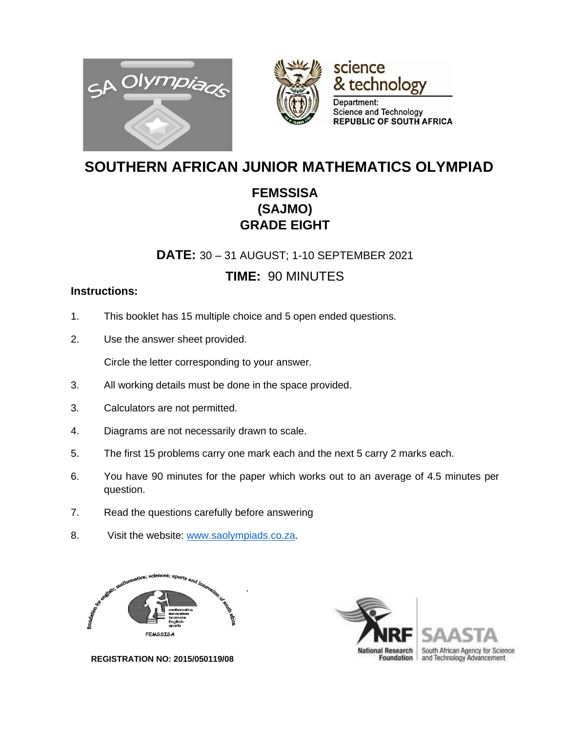# SOUTHERN AFRICAN JUNIOR MATHEMATICS OLYMPIAD

## FEMSSISA
## (SAJMO)
## GRADE EIGHT

**DATE:** 30 – 31 AUGUST; 1-10 SEPTEMBER 2021

**TIME:** 90 MINUTES

**Instructions:**

1. This booklet has 15 multiple choice and 5 open ended questions.
2. Use the answer sheet provided.

   Circle the letter corresponding to your answer.

3. All working details must be done in the space provided.
3. Calculators are not permitted.
4. Diagrams are not necessarily drawn to scale.
5. The first 15 problems carry one mark each and the next 5 carry 2 marks each.
6. You have 90 minutes for the paper which works out to an average of 4.5 minutes per question.
7. Read the questions carefully before answering
8. Visit the website: www.saolympiads.co.za.

**REGISTRATION NO: 2015/050119/08**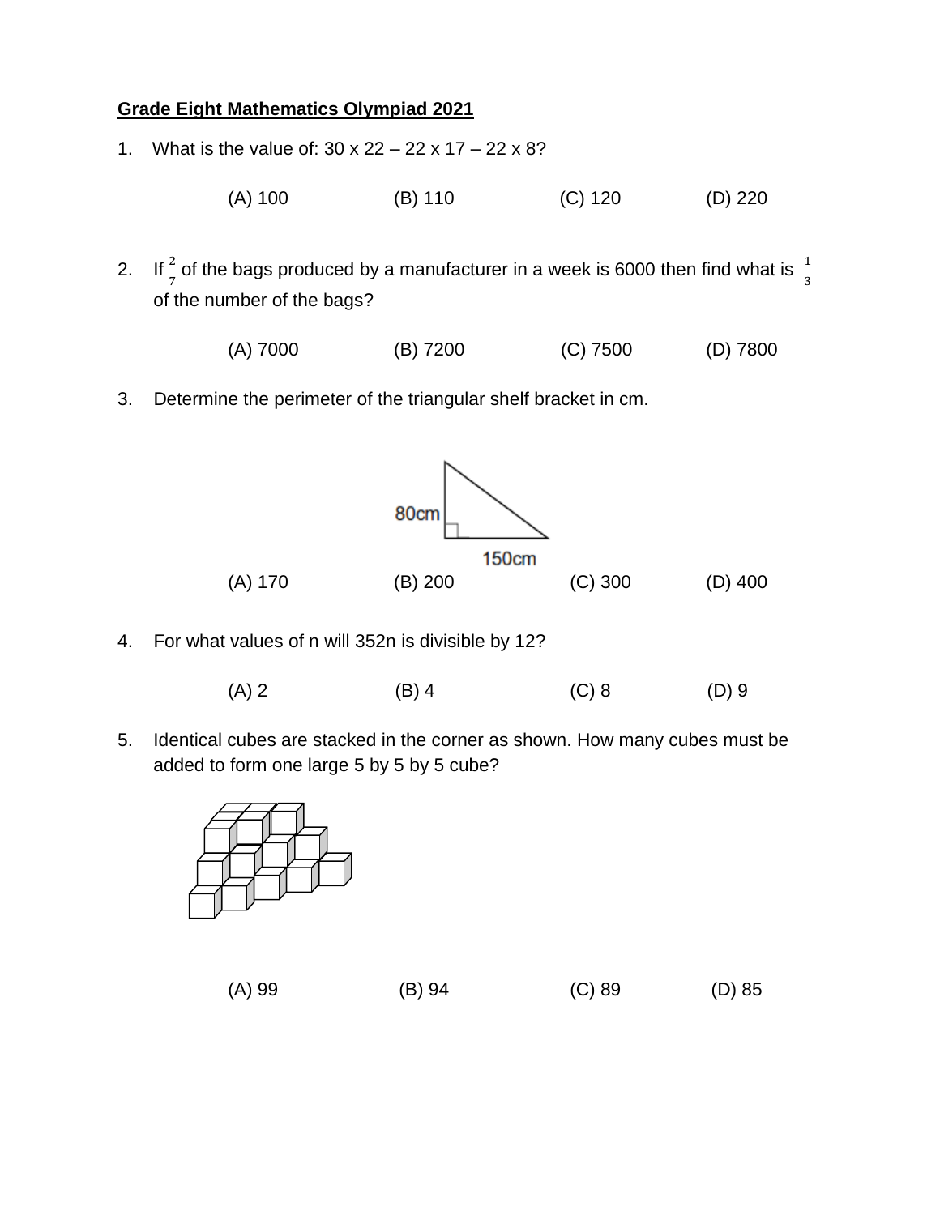**Grade Eight Mathematics Olympiad 2021**

1. What is the value of: 30 x 22 – 22 x 17 – 22 x 8?

   (A) 100 (B) 110 (C) 120 (D) 220

2. If $\frac{2}{7}$ of the bags produced by a manufacturer in a week is 6000 then find what is $\frac{1}{3}$ of the number of the bags?

   (A) 7000 (B) 7200 (C) 7500 (D) 7800

3. Determine the perimeter of the triangular shelf bracket in cm.

   80cm

   150cm

   (A) 170 (B) 200 (C) 300 (D) 400

4. For what values of n will 352n is divisible by 12?

   (A) 2 (B) 4 (C) 8 (D) 9

5. Identical cubes are stacked in the corner as shown. How many cubes must be added to form one large 5 by 5 by 5 cube?

   (A) 99 (B) 94 (C) 89 (D) 85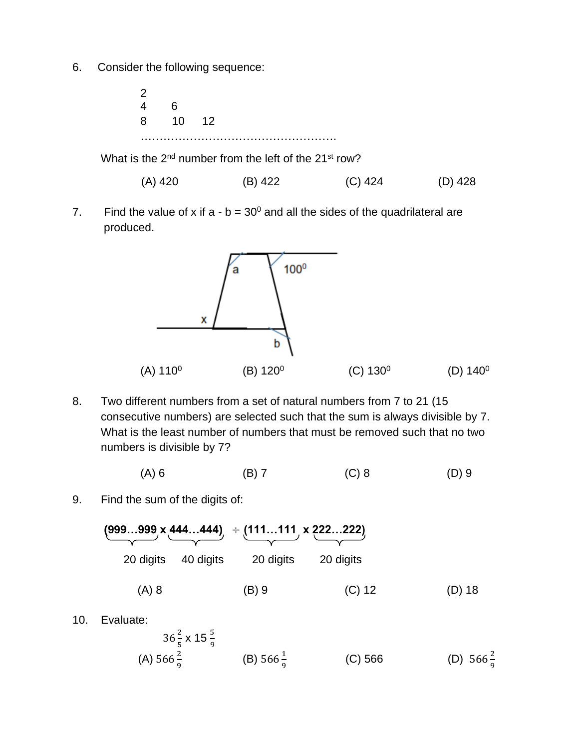6. Consider the following sequence:

```
2
4     6
8     10     12
...................................................
```

What is the 2nd number from the left of the 21st row?

(A) 420 (B) 422 (C) 424 (D) 428

7. Find the value of x if a - b = $30^0$ and all the sides of the quadrilateral are produced.

(A) $110^0$ (B) $120^0$ (C) $130^0$ (D) $140^0$

8. Two different numbers from a set of natural numbers from 7 to 21 (15 consecutive numbers) are selected such that the sum is always divisible by 7. What is the least number of numbers that must be removed such that no two numbers is divisible by 7?

(A) 6 (B) 7 (C) 8 (D) 9

9. Find the sum of the digits of:

$$(\underbrace{999\ldots999}_{20 \text{ digits}} \times \underbrace{444\ldots444}_{40 \text{ digits}}) \div (\underbrace{111\ldots111}_{20 \text{ digits}} \times \underbrace{222\ldots222}_{20 \text{ digits}})$$

(A) 8 (B) 9 (C) 12 (D) 18

10. Evaluate:

$$36\frac{2}{5} \times 15\frac{5}{9}$$

(A) $566\frac{2}{9}$ (B) $566\frac{1}{9}$ (C) 566 (D) $566\frac{2}{9}$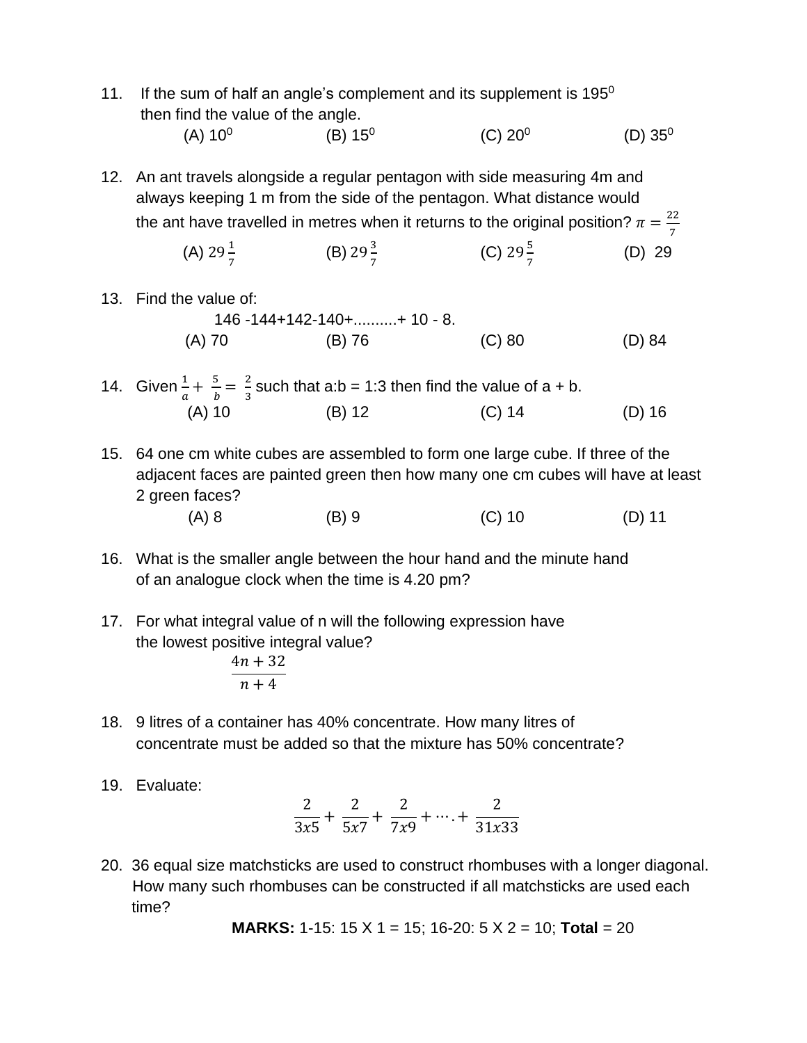11. If the sum of half an angle's complement and its supplement is $195^0$ then find the value of the angle.

    (A) $10^0$ (B) $15^0$ (C) $20^0$ (D) $35^0$

12. An ant travels alongside a regular pentagon with side measuring 4m and always keeping 1 m from the side of the pentagon. What distance would the ant have travelled in metres when it returns to the original position? $\pi = \frac{22}{7}$

    (A) $29\frac{1}{7}$ (B) $29\frac{3}{7}$ (C) $29\frac{5}{7}$ (D) 29

13. Find the value of:

    146 -144+142-140+..........+ 10 - 8.

    (A) 70 (B) 76 (C) 80 (D) 84

14. Given $\frac{1}{a} + \frac{5}{b} = \frac{2}{3}$ such that a:b = 1:3 then find the value of a + b.

    (A) 10 (B) 12 (C) 14 (D) 16

15. 64 one cm white cubes are assembled to form one large cube. If three of the adjacent faces are painted green then how many one cm cubes will have at least 2 green faces?

    (A) 8 (B) 9 (C) 10 (D) 11

16. What is the smaller angle between the hour hand and the minute hand of an analogue clock when the time is 4.20 pm?

17. For what integral value of n will the following expression have the lowest positive integral value?

    $$\frac{4n + 32}{n + 4}$$

18. 9 litres of a container has 40% concentrate. How many litres of concentrate must be added so that the mixture has 50% concentrate?

19. Evaluate:

    $$\frac{2}{3x5} + \frac{2}{5x7} + \frac{2}{7x9} + \cdots . + \frac{2}{31x33}$$

20. 36 equal size matchsticks are used to construct rhombuses with a longer diagonal. How many such rhombuses can be constructed if all matchsticks are used each time?

**MARKS:** 1-15: 15 X 1 = 15; 16-20: 5 X 2 = 10; **Total** = 20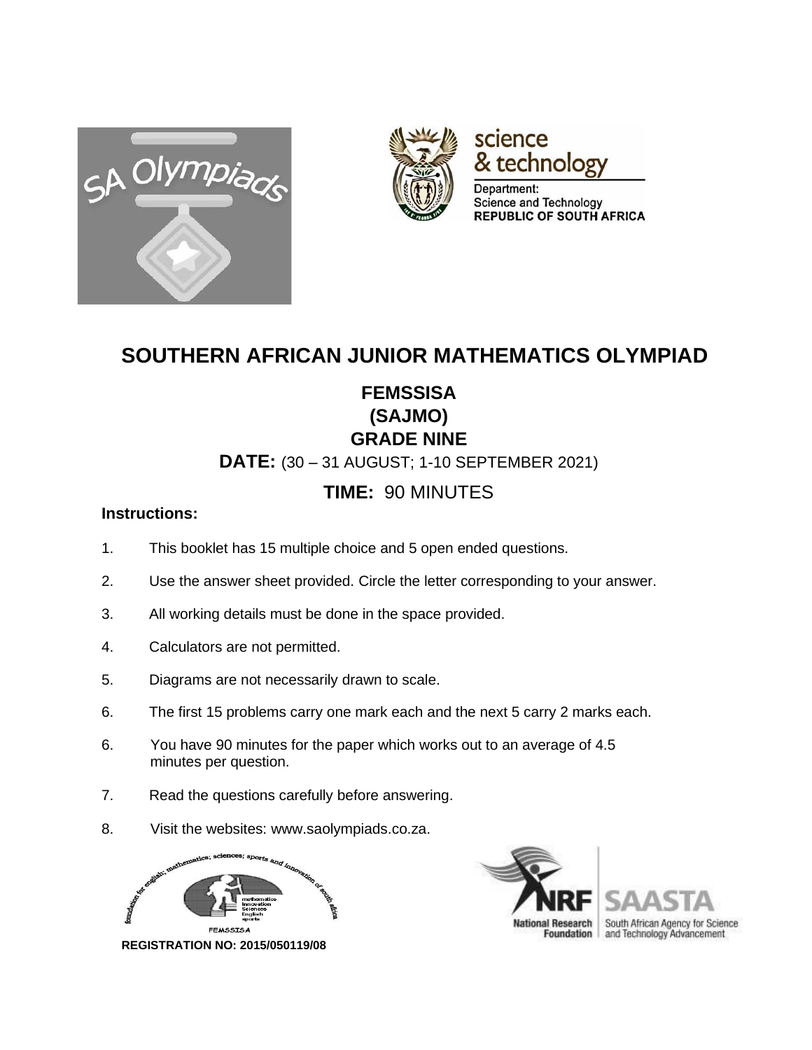# SOUTHERN AFRICAN JUNIOR MATHEMATICS OLYMPIAD

## FEMSSISA
## (SAJMO)
## GRADE NINE

**DATE:** (30 – 31 AUGUST; 1-10 SEPTEMBER 2021)

**TIME:** 90 MINUTES

**Instructions:**

1. This booklet has 15 multiple choice and 5 open ended questions.
2. Use the answer sheet provided. Circle the letter corresponding to your answer.
3. All working details must be done in the space provided.
4. Calculators are not permitted.
5. Diagrams are not necessarily drawn to scale.
6. The first 15 problems carry one mark each and the next 5 carry 2 marks each.
6. You have 90 minutes for the paper which works out to an average of 4.5 minutes per question.
7. Read the questions carefully before answering.
8. Visit the websites: www.saolympiads.co.za.

**REGISTRATION NO: 2015/050119/08**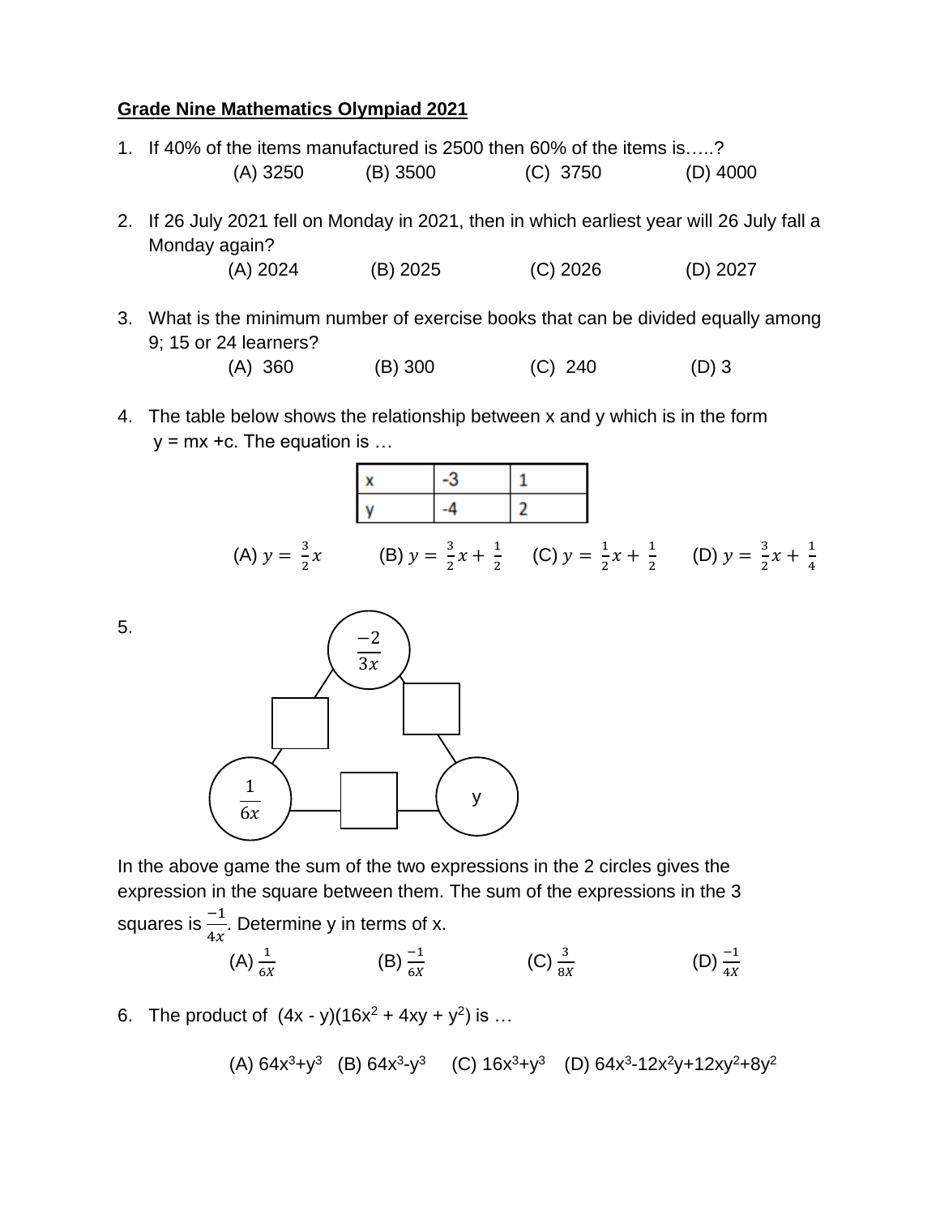**Grade Nine Mathematics Olympiad 2021**

1. If 40% of the items manufactured is 2500 then 60% of the items is…..?

   (A) 3250 (B) 3500 (C) 3750 (D) 4000

2. If 26 July 2021 fell on Monday in 2021, then in which earliest year will 26 July fall a Monday again?

   (A) 2024 (B) 2025 (C) 2026 (D) 2027

3. What is the minimum number of exercise books that can be divided equally among 9; 15 or 24 learners?

   (A) 360 (B) 300 (C) 240 (D) 3

4. The table below shows the relationship between x and y which is in the form $y = mx + c$. The equation is …

| x | -3 | 1 |
|---|---|---|
| y | -4 | 2 |

   (A) $y = \frac{3}{2}x$ (B) $y = \frac{3}{2}x + \frac{1}{2}$ (C) $y = \frac{1}{2}x + \frac{1}{2}$ (D) $y = \frac{3}{2}x + \frac{1}{4}$

5. Circles: $\frac{-2}{3x}$ (top), $\frac{1}{6x}$ (bottom left), $y$ (bottom right), with an empty square between each pair of circles.

In the above game the sum of the two expressions in the 2 circles gives the expression in the square between them. The sum of the expressions in the 3 squares is $\frac{-1}{4x}$. Determine y in terms of x.

   (A) $\frac{1}{6X}$ (B) $\frac{-1}{6X}$ (C) $\frac{3}{8X}$ (D) $\frac{-1}{4X}$

6. The product of $(4x - y)(16x^2 + 4xy + y^2)$ is …

   (A) $64x^3+y^3$ (B) $64x^3-y^3$ (C) $16x^3+y^3$ (D) $64x^3-12x^2y+12xy^2+8y^2$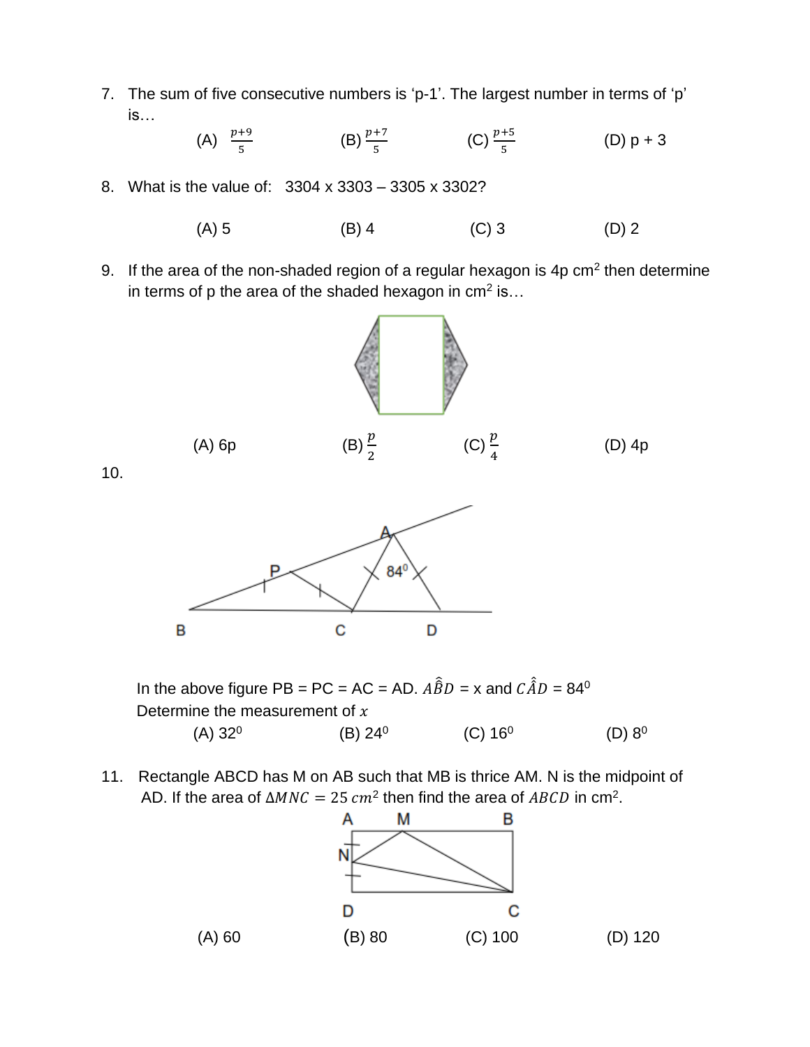7. The sum of five consecutive numbers is ‘p-1’. The largest number in terms of ‘p’ is…

   (A) $\frac{p+9}{5}$ (B) $\frac{p+7}{5}$ (C) $\frac{p+5}{5}$ (D) p + 3

8. What is the value of: 3304 x 3303 – 3305 x 3302?

   (A) 5 (B) 4 (C) 3 (D) 2

9. If the area of the non-shaded region of a regular hexagon is 4p $cm^2$ then determine in terms of p the area of the shaded hexagon in $cm^2$ is…

   (A) 6p (B) $\frac{p}{2}$ (C) $\frac{p}{4}$ (D) 4p

10. In the above figure PB = PC = AC = AD. $A\hat{B}D$ = x and $C\hat{A}D$ = $84^0$

    Determine the measurement of $x$

    (A) $32^0$ (B) $24^0$ (C) $16^0$ (D) $8^0$

11. Rectangle ABCD has M on AB such that MB is thrice AM. N is the midpoint of AD. If the area of $\Delta MNC = 25\ cm^2$ then find the area of $ABCD$ in $cm^2$.

    (A) 60 (B) 80 (C) 100 (D) 120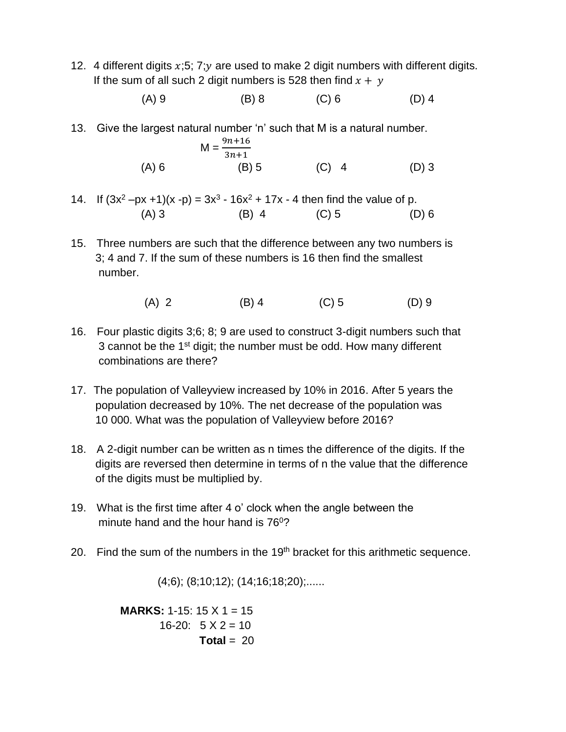12. 4 different digits $x$;5; 7;$y$ are used to make 2 digit numbers with different digits. If the sum of all such 2 digit numbers is 528 then find $x + y$

    (A) 9 (B) 8 (C) 6 (D) 4

13. Give the largest natural number 'n' such that M is a natural number.

    $$M = \frac{9n+16}{3n+1}$$

    (A) 6 (B) 5 (C) 4 (D) 3

14. If $(3x^2 - px + 1)(x - p) = 3x^3 - 16x^2 + 17x - 4$ then find the value of p.

    (A) 3 (B) 4 (C) 5 (D) 6

15. Three numbers are such that the difference between any two numbers is 3; 4 and 7. If the sum of these numbers is 16 then find the smallest number.

    (A) 2 (B) 4 (C) 5 (D) 9

16. Four plastic digits 3;6; 8; 9 are used to construct 3-digit numbers such that 3 cannot be the 1st digit; the number must be odd. How many different combinations are there?

17. The population of Valleyview increased by 10% in 2016. After 5 years the population decreased by 10%. The net decrease of the population was 10 000. What was the population of Valleyview before 2016?

18. A 2-digit number can be written as n times the difference of the digits. If the digits are reversed then determine in terms of n the value that the difference of the digits must be multiplied by.

19. What is the first time after 4 o' clock when the angle between the minute hand and the hour hand is $76^0$?

20. Find the sum of the numbers in the 19th bracket for this arithmetic sequence.

    (4;6); (8;10;12); (14;16;18;20);......

**MARKS:** 1-15: 15 X 1 = 15

16-20: 5 X 2 = 10

**Total** = 20